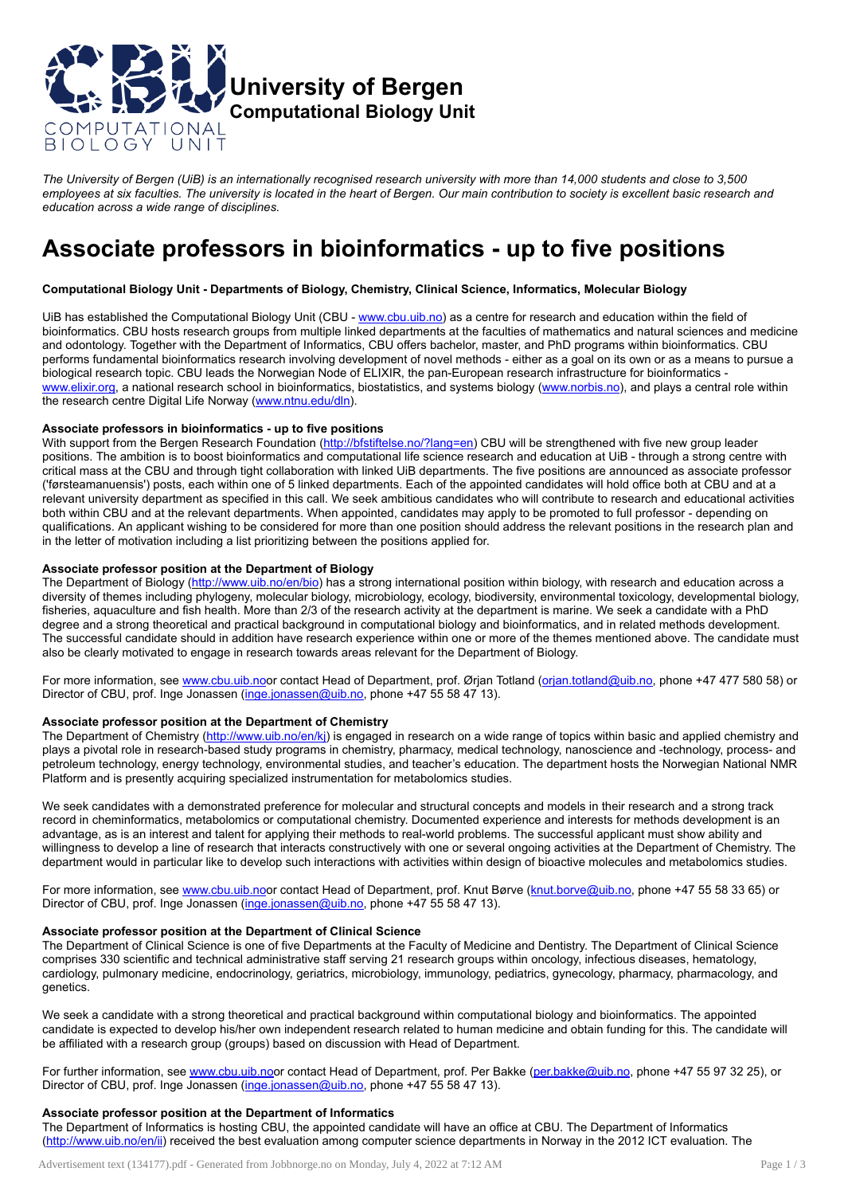# University of Bergen
## Computational Biology Unit

*The University of Bergen (UiB) is an internationally recognised research university with more than 14,000 students and close to 3,500 employees at six faculties. The university is located in the heart of Bergen. Our main contribution to society is excellent basic research and education across a wide range of disciplines.*

# Associate professors in bioinformatics - up to five positions

**Computational Biology Unit - Departments of Biology, Chemistry, Clinical Science, Informatics, Molecular Biology**

UiB has established the Computational Biology Unit (CBU - www.cbu.uib.no) as a centre for research and education within the field of bioinformatics. CBU hosts research groups from multiple linked departments at the faculties of mathematics and natural sciences and medicine and odontology. Together with the Department of Informatics, CBU offers bachelor, master, and PhD programs within bioinformatics. CBU performs fundamental bioinformatics research involving development of novel methods - either as a goal on its own or as a means to pursue a biological research topic. CBU leads the Norwegian Node of ELIXIR, the pan-European research infrastructure for bioinformatics - www.elixir.org, a national research school in bioinformatics, biostatistics, and systems biology (www.norbis.no), and plays a central role within the research centre Digital Life Norway (www.ntnu.edu/dln).

**Associate professors in bioinformatics - up to five positions**

With support from the Bergen Research Foundation (http://bfstiftelse.no/?lang=en) CBU will be strengthened with five new group leader positions. The ambition is to boost bioinformatics and computational life science research and education at UiB - through a strong centre with critical mass at the CBU and through tight collaboration with linked UiB departments. The five positions are announced as associate professor ('førsteamanuensis') posts, each within one of 5 linked departments. Each of the appointed candidates will hold office both at CBU and at a relevant university department as specified in this call. We seek ambitious candidates who will contribute to research and educational activities both within CBU and at the relevant departments. When appointed, candidates may apply to be promoted to full professor - depending on qualifications. An applicant wishing to be considered for more than one position should address the relevant positions in the research plan and in the letter of motivation including a list prioritizing between the positions applied for.

**Associate professor position at the Department of Biology**

The Department of Biology (http://www.uib.no/en/bio) has a strong international position within biology, with research and education across a diversity of themes including phylogeny, molecular biology, microbiology, ecology, biodiversity, environmental toxicology, developmental biology, fisheries, aquaculture and fish health. More than 2/3 of the research activity at the department is marine. We seek a candidate with a PhD degree and a strong theoretical and practical background in computational biology and bioinformatics, and in related methods development. The successful candidate should in addition have research experience within one or more of the themes mentioned above. The candidate must also be clearly motivated to engage in research towards areas relevant for the Department of Biology.

For more information, see www.cbu.uib.noor contact Head of Department, prof. Ørjan Totland (orjan.totland@uib.no, phone +47 477 580 58) or Director of CBU, prof. Inge Jonassen (inge.jonassen@uib.no, phone +47 55 58 47 13).

**Associate professor position at the Department of Chemistry**

The Department of Chemistry (http://www.uib.no/en/kj) is engaged in research on a wide range of topics within basic and applied chemistry and plays a pivotal role in research-based study programs in chemistry, pharmacy, medical technology, nanoscience and -technology, process- and petroleum technology, energy technology, environmental studies, and teacher's education. The department hosts the Norwegian National NMR Platform and is presently acquiring specialized instrumentation for metabolomics studies.

We seek candidates with a demonstrated preference for molecular and structural concepts and models in their research and a strong track record in cheminformatics, metabolomics or computational chemistry. Documented experience and interests for methods development is an advantage, as is an interest and talent for applying their methods to real-world problems. The successful applicant must show ability and willingness to develop a line of research that interacts constructively with one or several ongoing activities at the Department of Chemistry. The department would in particular like to develop such interactions with activities within design of bioactive molecules and metabolomics studies.

For more information, see www.cbu.uib.noor contact Head of Department, prof. Knut Børve (knut.borve@uib.no, phone +47 55 58 33 65) or Director of CBU, prof. Inge Jonassen (inge.jonassen@uib.no, phone +47 55 58 47 13).

**Associate professor position at the Department of Clinical Science**

The Department of Clinical Science is one of five Departments at the Faculty of Medicine and Dentistry. The Department of Clinical Science comprises 330 scientific and technical administrative staff serving 21 research groups within oncology, infectious diseases, hematology, cardiology, pulmonary medicine, endocrinology, geriatrics, microbiology, immunology, pediatrics, gynecology, pharmacy, pharmacology, and genetics.

We seek a candidate with a strong theoretical and practical background within computational biology and bioinformatics. The appointed candidate is expected to develop his/her own independent research related to human medicine and obtain funding for this. The candidate will be affiliated with a research group (groups) based on discussion with Head of Department.

For further information, see www.cbu.uib.noor contact Head of Department, prof. Per Bakke (per.bakke@uib.no, phone +47 55 97 32 25), or Director of CBU, prof. Inge Jonassen (inge.jonassen@uib.no, phone +47 55 58 47 13).

**Associate professor position at the Department of Informatics**

The Department of Informatics is hosting CBU, the appointed candidate will have an office at CBU. The Department of Informatics (http://www.uib.no/en/ii) received the best evaluation among computer science departments in Norway in the 2012 ICT evaluation. The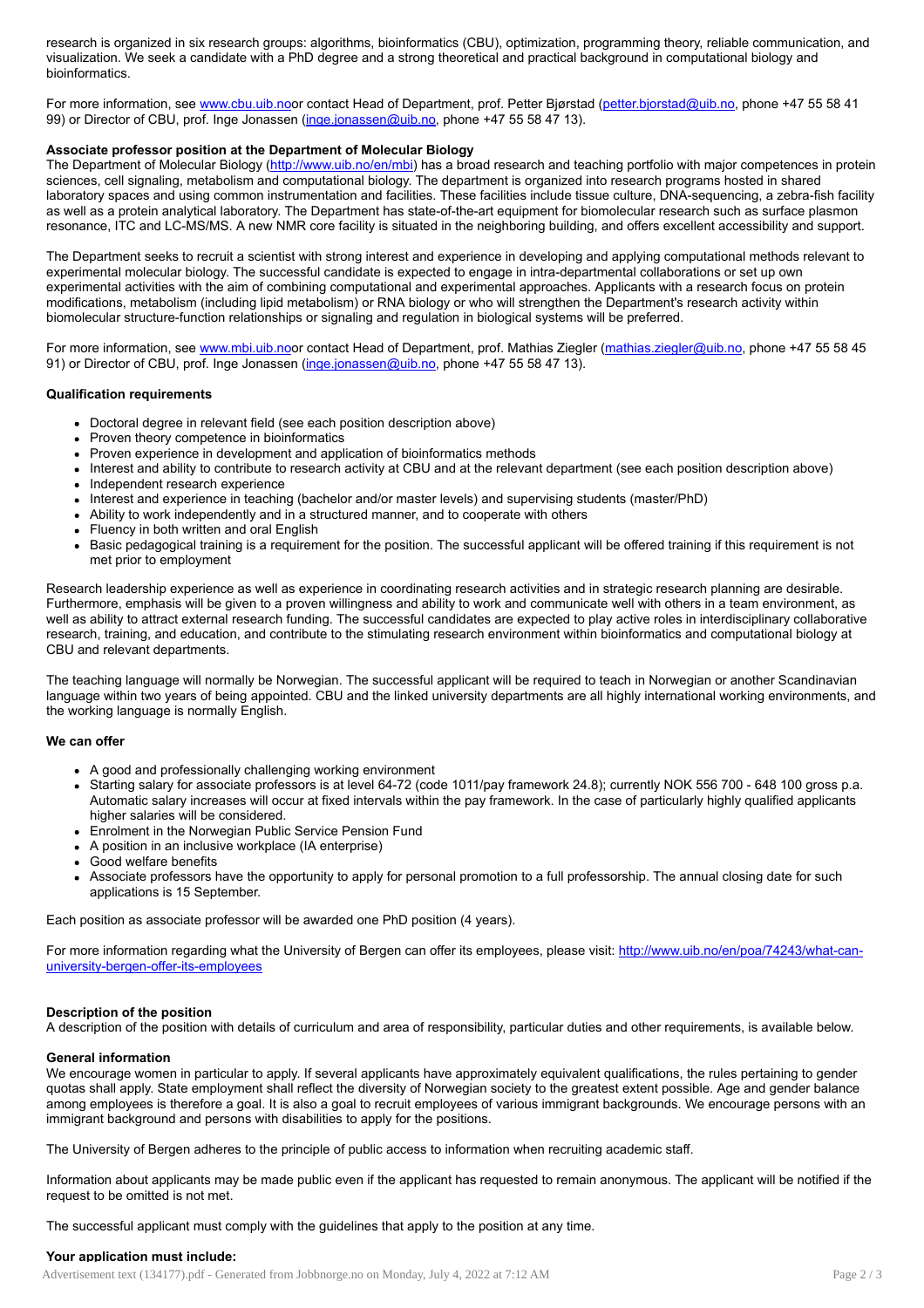research is organized in six research groups: algorithms, bioinformatics (CBU), optimization, programming theory, reliable communication, and visualization. We seek a candidate with a PhD degree and a strong theoretical and practical background in computational biology and bioinformatics.

For more information, see www.cbu.uib.noor contact Head of Department, prof. Petter Bjørstad (petter.bjorstad@uib.no, phone +47 55 58 41 99) or Director of CBU, prof. Inge Jonassen (inge.jonassen@uib.no, phone +47 55 58 47 13).

**Associate professor position at the Department of Molecular Biology**
The Department of Molecular Biology (http://www.uib.no/en/mbi) has a broad research and teaching portfolio with major competences in protein sciences, cell signaling, metabolism and computational biology. The department is organized into research programs hosted in shared laboratory spaces and using common instrumentation and facilities. These facilities include tissue culture, DNA-sequencing, a zebra-fish facility as well as a protein analytical laboratory. The Department has state-of-the-art equipment for biomolecular research such as surface plasmon resonance, ITC and LC-MS/MS. A new NMR core facility is situated in the neighboring building, and offers excellent accessibility and support.

The Department seeks to recruit a scientist with strong interest and experience in developing and applying computational methods relevant to experimental molecular biology. The successful candidate is expected to engage in intra-departmental collaborations or set up own experimental activities with the aim of combining computational and experimental approaches. Applicants with a research focus on protein modifications, metabolism (including lipid metabolism) or RNA biology or who will strengthen the Department's research activity within biomolecular structure-function relationships or signaling and regulation in biological systems will be preferred.

For more information, see www.mbi.uib.noor contact Head of Department, prof. Mathias Ziegler (mathias.ziegler@uib.no, phone +47 55 58 45 91) or Director of CBU, prof. Inge Jonassen (inge.jonassen@uib.no, phone +47 55 58 47 13).

**Qualification requirements**

- Doctoral degree in relevant field (see each position description above)
- Proven theory competence in bioinformatics
- Proven experience in development and application of bioinformatics methods
- Interest and ability to contribute to research activity at CBU and at the relevant department (see each position description above)
- Independent research experience
- Interest and experience in teaching (bachelor and/or master levels) and supervising students (master/PhD)
- Ability to work independently and in a structured manner, and to cooperate with others
- Fluency in both written and oral English
- Basic pedagogical training is a requirement for the position. The successful applicant will be offered training if this requirement is not met prior to employment

Research leadership experience as well as experience in coordinating research activities and in strategic research planning are desirable. Furthermore, emphasis will be given to a proven willingness and ability to work and communicate well with others in a team environment, as well as ability to attract external research funding. The successful candidates are expected to play active roles in interdisciplinary collaborative research, training, and education, and contribute to the stimulating research environment within bioinformatics and computational biology at CBU and relevant departments.

The teaching language will normally be Norwegian. The successful applicant will be required to teach in Norwegian or another Scandinavian language within two years of being appointed. CBU and the linked university departments are all highly international working environments, and the working language is normally English.

**We can offer**

- A good and professionally challenging working environment
- Starting salary for associate professors is at level 64-72 (code 1011/pay framework 24.8); currently NOK 556 700 - 648 100 gross p.a. Automatic salary increases will occur at fixed intervals within the pay framework. In the case of particularly highly qualified applicants higher salaries will be considered.
- Enrolment in the Norwegian Public Service Pension Fund
- A position in an inclusive workplace (IA enterprise)
- Good welfare benefits
- Associate professors have the opportunity to apply for personal promotion to a full professorship. The annual closing date for such applications is 15 September.

Each position as associate professor will be awarded one PhD position (4 years).

For more information regarding what the University of Bergen can offer its employees, please visit: http://www.uib.no/en/poa/74243/what-can-university-bergen-offer-its-employees

**Description of the position**
A description of the position with details of curriculum and area of responsibility, particular duties and other requirements, is available below.

**General information**
We encourage women in particular to apply. If several applicants have approximately equivalent qualifications, the rules pertaining to gender quotas shall apply. State employment shall reflect the diversity of Norwegian society to the greatest extent possible. Age and gender balance among employees is therefore a goal. It is also a goal to recruit employees of various immigrant backgrounds. We encourage persons with an immigrant background and persons with disabilities to apply for the positions.

The University of Bergen adheres to the principle of public access to information when recruiting academic staff.

Information about applicants may be made public even if the applicant has requested to remain anonymous. The applicant will be notified if the request to be omitted is not met.

The successful applicant must comply with the guidelines that apply to the position at any time.

**Your application must include:**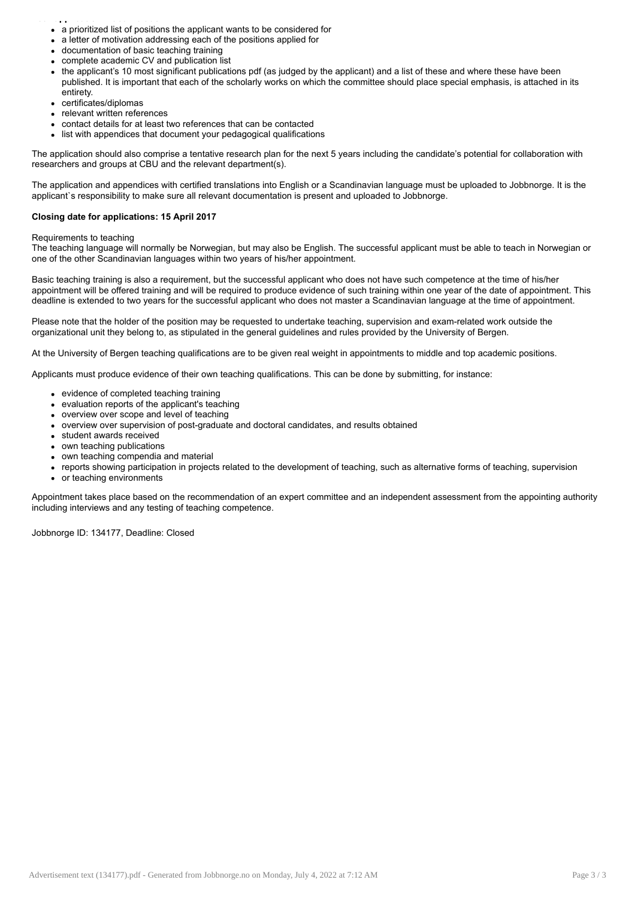- a prioritized list of positions the applicant wants to be considered for
- a letter of motivation addressing each of the positions applied for
- documentation of basic teaching training
- complete academic CV and publication list
- the applicant's 10 most significant publications pdf (as judged by the applicant) and a list of these and where these have been published. It is important that each of the scholarly works on which the committee should place special emphasis, is attached in its entirety.
- certificates/diplomas
- relevant written references
- contact details for at least two references that can be contacted
- list with appendices that document your pedagogical qualifications

The application should also comprise a tentative research plan for the next 5 years including the candidate's potential for collaboration with researchers and groups at CBU and the relevant department(s).

The application and appendices with certified translations into English or a Scandinavian language must be uploaded to Jobbnorge. It is the applicant`s responsibility to make sure all relevant documentation is present and uploaded to Jobbnorge.

**Closing date for applications: 15 April 2017**

Requirements to teaching
The teaching language will normally be Norwegian, but may also be English. The successful applicant must be able to teach in Norwegian or one of the other Scandinavian languages within two years of his/her appointment.

Basic teaching training is also a requirement, but the successful applicant who does not have such competence at the time of his/her appointment will be offered training and will be required to produce evidence of such training within one year of the date of appointment. This deadline is extended to two years for the successful applicant who does not master a Scandinavian language at the time of appointment.

Please note that the holder of the position may be requested to undertake teaching, supervision and exam-related work outside the organizational unit they belong to, as stipulated in the general guidelines and rules provided by the University of Bergen.

At the University of Bergen teaching qualifications are to be given real weight in appointments to middle and top academic positions.

Applicants must produce evidence of their own teaching qualifications. This can be done by submitting, for instance:

- evidence of completed teaching training
- evaluation reports of the applicant's teaching
- overview over scope and level of teaching
- overview over supervision of post-graduate and doctoral candidates, and results obtained
- student awards received
- own teaching publications
- own teaching compendia and material
- reports showing participation in projects related to the development of teaching, such as alternative forms of teaching, supervision
- or teaching environments

Appointment takes place based on the recommendation of an expert committee and an independent assessment from the appointing authority including interviews and any testing of teaching competence.

Jobbnorge ID: 134177, Deadline: Closed